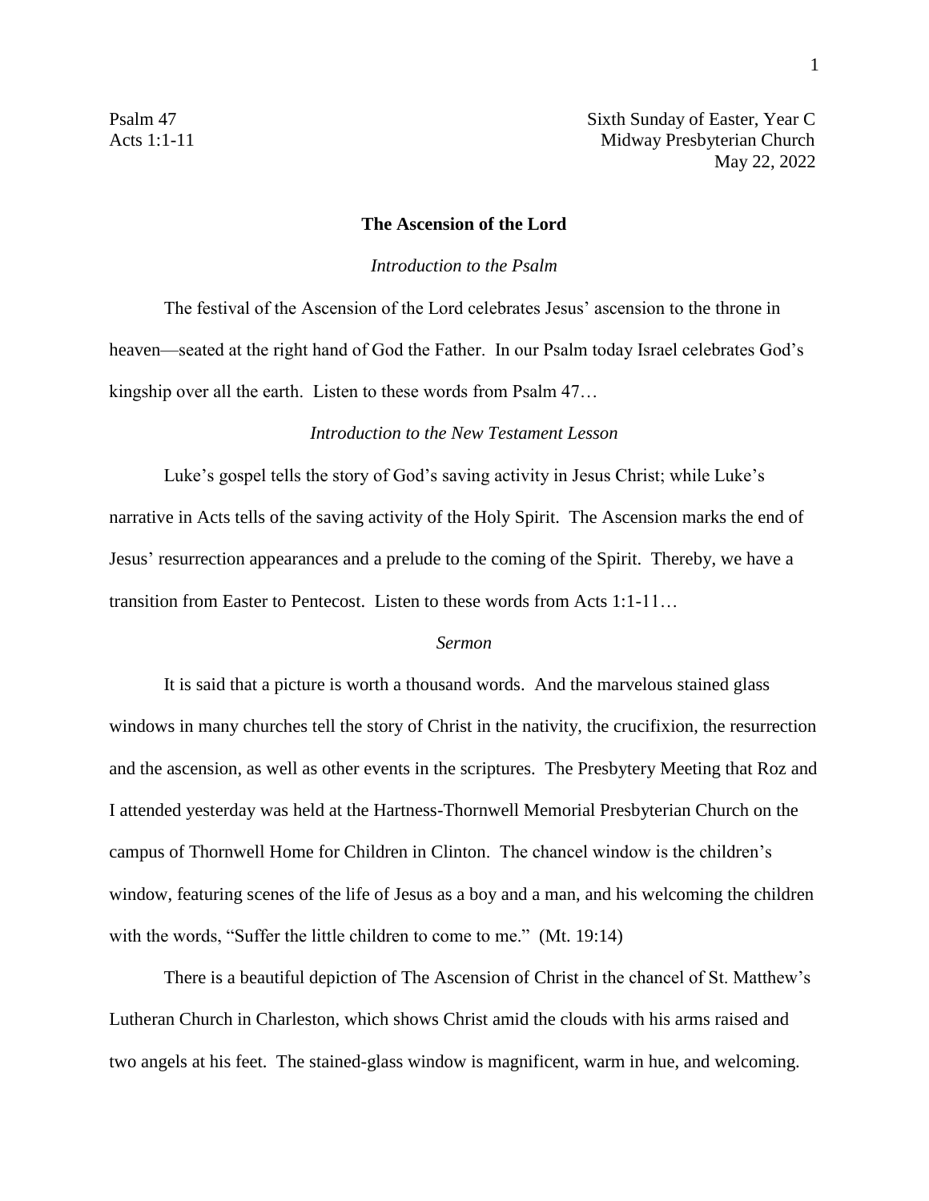Psalm 47
Acts 1:1-11

Sixth Sunday of Easter, Year C
Midway Presbyterian Church
May 22, 2022

## The Ascension of the Lord

### *Introduction to the Psalm*

The festival of the Ascension of the Lord celebrates Jesus' ascension to the throne in heaven—seated at the right hand of God the Father. In our Psalm today Israel celebrates God's kingship over all the earth. Listen to these words from Psalm 47…

### *Introduction to the New Testament Lesson*

Luke's gospel tells the story of God's saving activity in Jesus Christ; while Luke's narrative in Acts tells of the saving activity of the Holy Spirit. The Ascension marks the end of Jesus' resurrection appearances and a prelude to the coming of the Spirit. Thereby, we have a transition from Easter to Pentecost. Listen to these words from Acts 1:1-11…

### *Sermon*

It is said that a picture is worth a thousand words. And the marvelous stained glass windows in many churches tell the story of Christ in the nativity, the crucifixion, the resurrection and the ascension, as well as other events in the scriptures. The Presbytery Meeting that Roz and I attended yesterday was held at the Hartness-Thornwell Memorial Presbyterian Church on the campus of Thornwell Home for Children in Clinton. The chancel window is the children's window, featuring scenes of the life of Jesus as a boy and a man, and his welcoming the children with the words, "Suffer the little children to come to me." (Mt. 19:14)

There is a beautiful depiction of The Ascension of Christ in the chancel of St. Matthew's Lutheran Church in Charleston, which shows Christ amid the clouds with his arms raised and two angels at his feet. The stained-glass window is magnificent, warm in hue, and welcoming.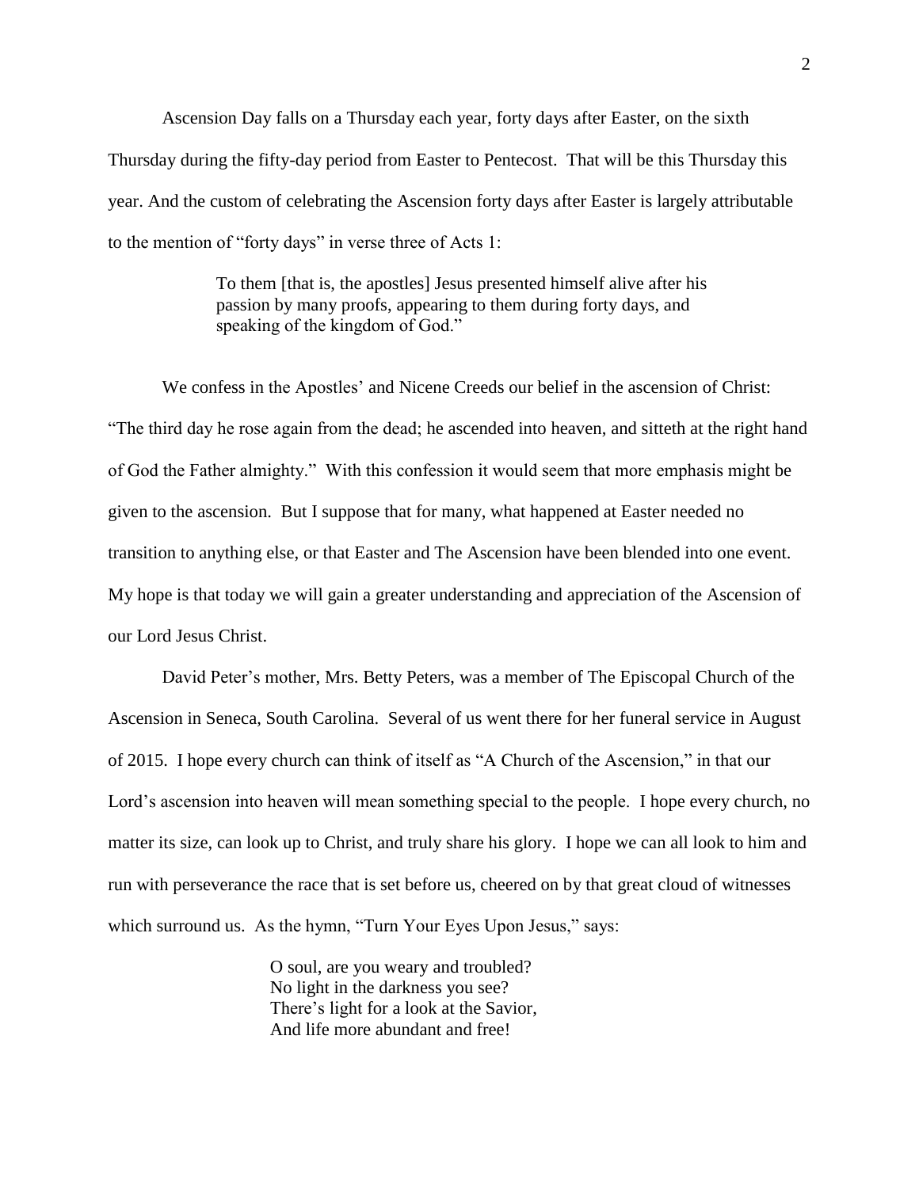Ascension Day falls on a Thursday each year, forty days after Easter, on the sixth Thursday during the fifty-day period from Easter to Pentecost. That will be this Thursday this year. And the custom of celebrating the Ascension forty days after Easter is largely attributable to the mention of "forty days" in verse three of Acts 1:

> To them [that is, the apostles] Jesus presented himself alive after his passion by many proofs, appearing to them during forty days, and speaking of the kingdom of God."

We confess in the Apostles' and Nicene Creeds our belief in the ascension of Christ: "The third day he rose again from the dead; he ascended into heaven, and sitteth at the right hand of God the Father almighty." With this confession it would seem that more emphasis might be given to the ascension. But I suppose that for many, what happened at Easter needed no transition to anything else, or that Easter and The Ascension have been blended into one event. My hope is that today we will gain a greater understanding and appreciation of the Ascension of our Lord Jesus Christ.

David Peter's mother, Mrs. Betty Peters, was a member of The Episcopal Church of the Ascension in Seneca, South Carolina. Several of us went there for her funeral service in August of 2015. I hope every church can think of itself as "A Church of the Ascension," in that our Lord's ascension into heaven will mean something special to the people. I hope every church, no matter its size, can look up to Christ, and truly share his glory. I hope we can all look to him and run with perseverance the race that is set before us, cheered on by that great cloud of witnesses which surround us. As the hymn, "Turn Your Eyes Upon Jesus," says:

> O soul, are you weary and troubled?
> No light in the darkness you see?
> There's light for a look at the Savior,
> And life more abundant and free!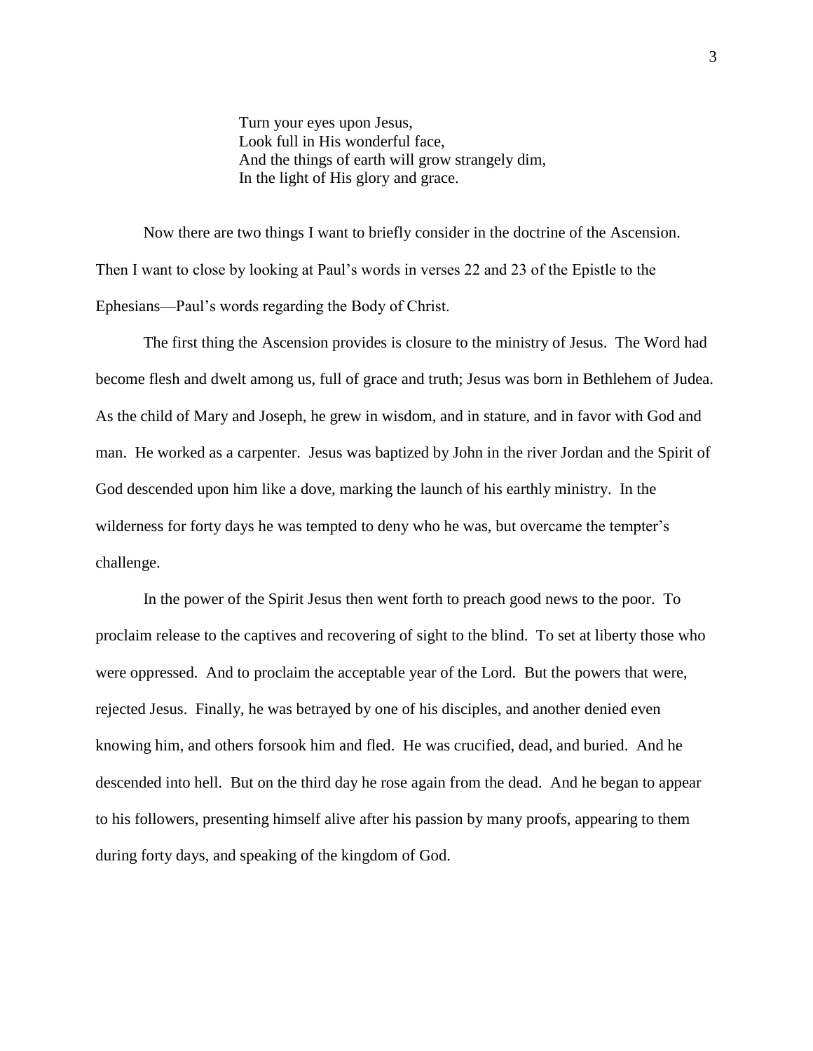Turn your eyes upon Jesus,  
Look full in His wonderful face,  
And the things of earth will grow strangely dim,  
In the light of His glory and grace.

Now there are two things I want to briefly consider in the doctrine of the Ascension. Then I want to close by looking at Paul's words in verses 22 and 23 of the Epistle to the Ephesians—Paul's words regarding the Body of Christ.

The first thing the Ascension provides is closure to the ministry of Jesus. The Word had become flesh and dwelt among us, full of grace and truth; Jesus was born in Bethlehem of Judea. As the child of Mary and Joseph, he grew in wisdom, and in stature, and in favor with God and man. He worked as a carpenter. Jesus was baptized by John in the river Jordan and the Spirit of God descended upon him like a dove, marking the launch of his earthly ministry. In the wilderness for forty days he was tempted to deny who he was, but overcame the tempter's challenge.

In the power of the Spirit Jesus then went forth to preach good news to the poor. To proclaim release to the captives and recovering of sight to the blind. To set at liberty those who were oppressed. And to proclaim the acceptable year of the Lord. But the powers that were, rejected Jesus. Finally, he was betrayed by one of his disciples, and another denied even knowing him, and others forsook him and fled. He was crucified, dead, and buried. And he descended into hell. But on the third day he rose again from the dead. And he began to appear to his followers, presenting himself alive after his passion by many proofs, appearing to them during forty days, and speaking of the kingdom of God.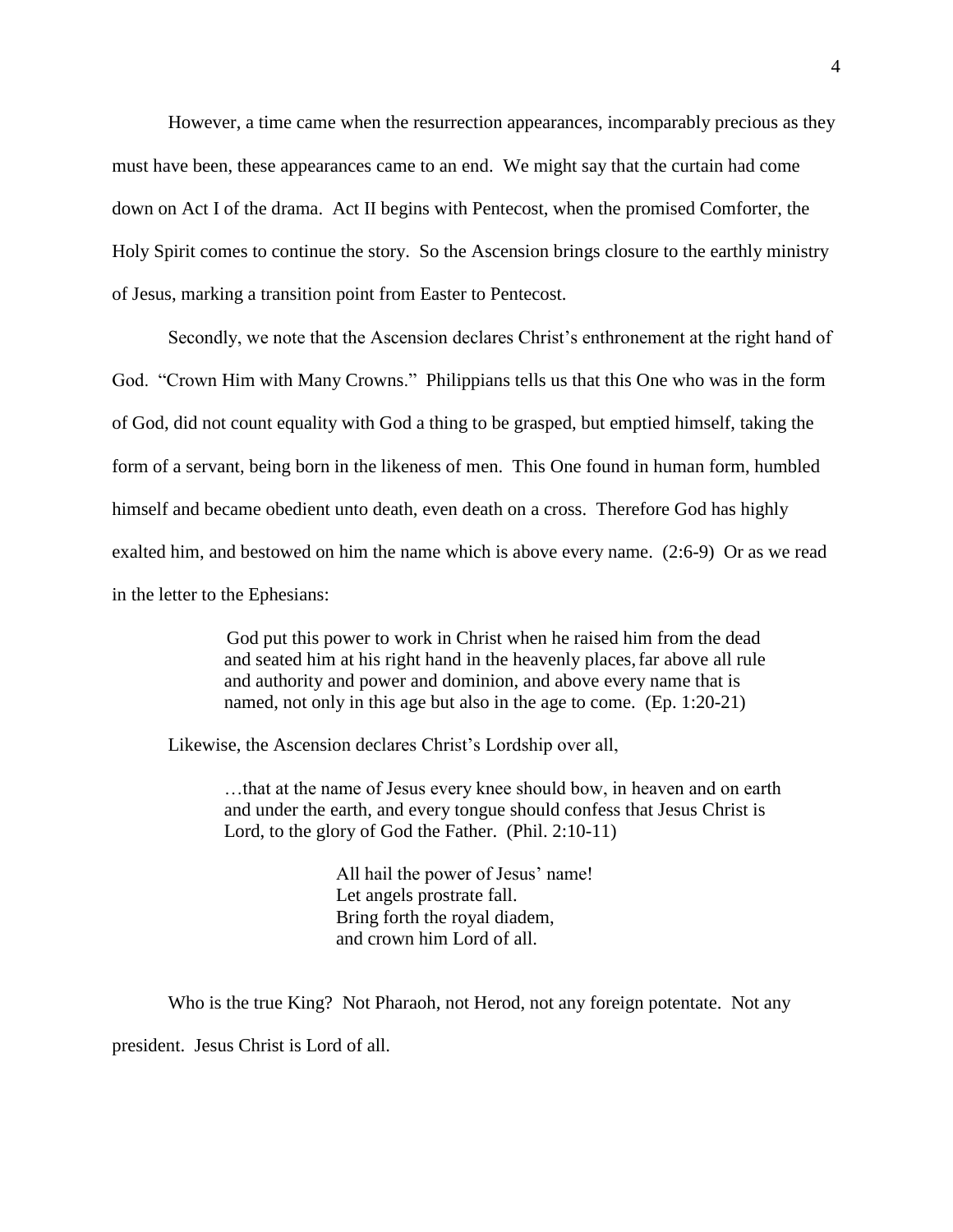However, a time came when the resurrection appearances, incomparably precious as they must have been, these appearances came to an end. We might say that the curtain had come down on Act I of the drama. Act II begins with Pentecost, when the promised Comforter, the Holy Spirit comes to continue the story. So the Ascension brings closure to the earthly ministry of Jesus, marking a transition point from Easter to Pentecost.

Secondly, we note that the Ascension declares Christ's enthronement at the right hand of God. "Crown Him with Many Crowns." Philippians tells us that this One who was in the form of God, did not count equality with God a thing to be grasped, but emptied himself, taking the form of a servant, being born in the likeness of men. This One found in human form, humbled himself and became obedient unto death, even death on a cross. Therefore God has highly exalted him, and bestowed on him the name which is above every name. (2:6-9) Or as we read in the letter to the Ephesians:

> God put this power to work in Christ when he raised him from the dead and seated him at his right hand in the heavenly places, far above all rule and authority and power and dominion, and above every name that is named, not only in this age but also in the age to come. (Ep. 1:20-21)

Likewise, the Ascension declares Christ's Lordship over all,

> …that at the name of Jesus every knee should bow, in heaven and on earth and under the earth, and every tongue should confess that Jesus Christ is Lord, to the glory of God the Father. (Phil. 2:10-11)

> All hail the power of Jesus' name!
> Let angels prostrate fall.
> Bring forth the royal diadem,
> and crown him Lord of all.

Who is the true King? Not Pharaoh, not Herod, not any foreign potentate. Not any president. Jesus Christ is Lord of all.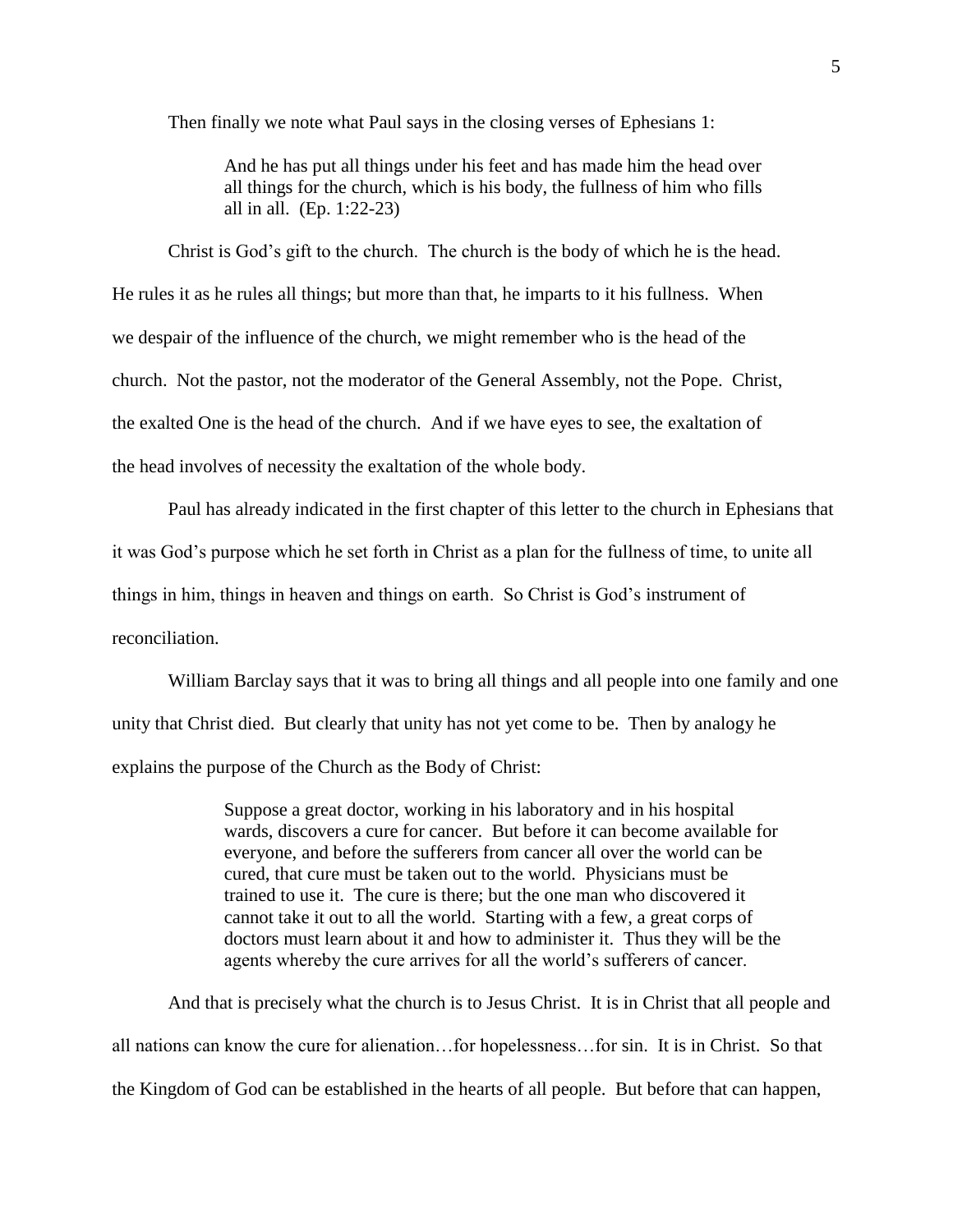Then finally we note what Paul says in the closing verses of Ephesians 1:

> And he has put all things under his feet and has made him the head over all things for the church, which is his body, the fullness of him who fills all in all. (Ep. 1:22-23)

Christ is God's gift to the church. The church is the body of which he is the head. He rules it as he rules all things; but more than that, he imparts to it his fullness. When we despair of the influence of the church, we might remember who is the head of the church. Not the pastor, not the moderator of the General Assembly, not the Pope. Christ, the exalted One is the head of the church. And if we have eyes to see, the exaltation of the head involves of necessity the exaltation of the whole body.

Paul has already indicated in the first chapter of this letter to the church in Ephesians that it was God's purpose which he set forth in Christ as a plan for the fullness of time, to unite all things in him, things in heaven and things on earth. So Christ is God's instrument of reconciliation.

William Barclay says that it was to bring all things and all people into one family and one unity that Christ died. But clearly that unity has not yet come to be. Then by analogy he explains the purpose of the Church as the Body of Christ:

> Suppose a great doctor, working in his laboratory and in his hospital wards, discovers a cure for cancer. But before it can become available for everyone, and before the sufferers from cancer all over the world can be cured, that cure must be taken out to the world. Physicians must be trained to use it. The cure is there; but the one man who discovered it cannot take it out to all the world. Starting with a few, a great corps of doctors must learn about it and how to administer it. Thus they will be the agents whereby the cure arrives for all the world's sufferers of cancer.

And that is precisely what the church is to Jesus Christ. It is in Christ that all people and all nations can know the cure for alienation…for hopelessness…for sin. It is in Christ. So that the Kingdom of God can be established in the hearts of all people. But before that can happen,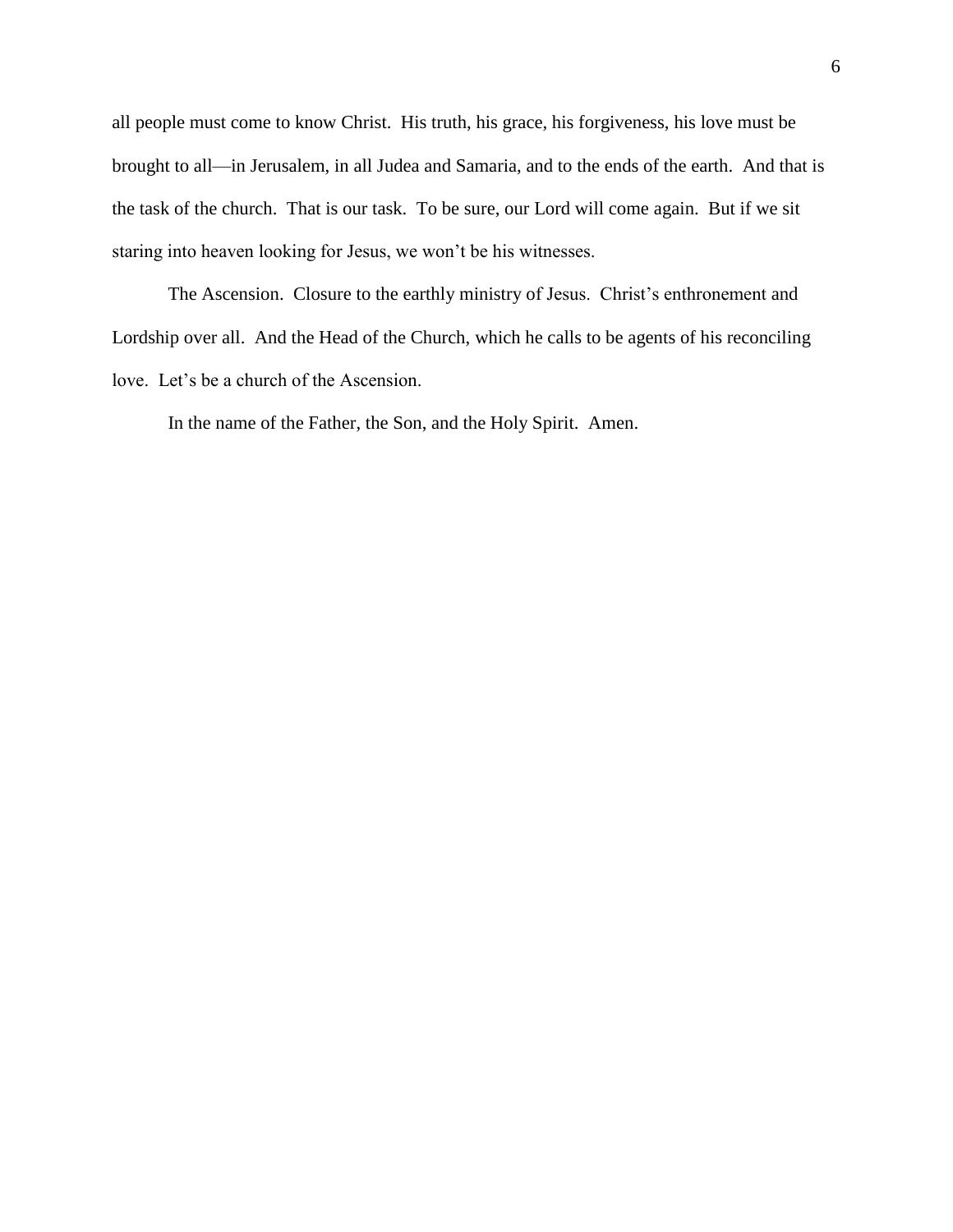all people must come to know Christ. His truth, his grace, his forgiveness, his love must be brought to all—in Jerusalem, in all Judea and Samaria, and to the ends of the earth. And that is the task of the church. That is our task. To be sure, our Lord will come again. But if we sit staring into heaven looking for Jesus, we won't be his witnesses.

The Ascension. Closure to the earthly ministry of Jesus. Christ's enthronement and Lordship over all. And the Head of the Church, which he calls to be agents of his reconciling love. Let's be a church of the Ascension.

In the name of the Father, the Son, and the Holy Spirit. Amen.